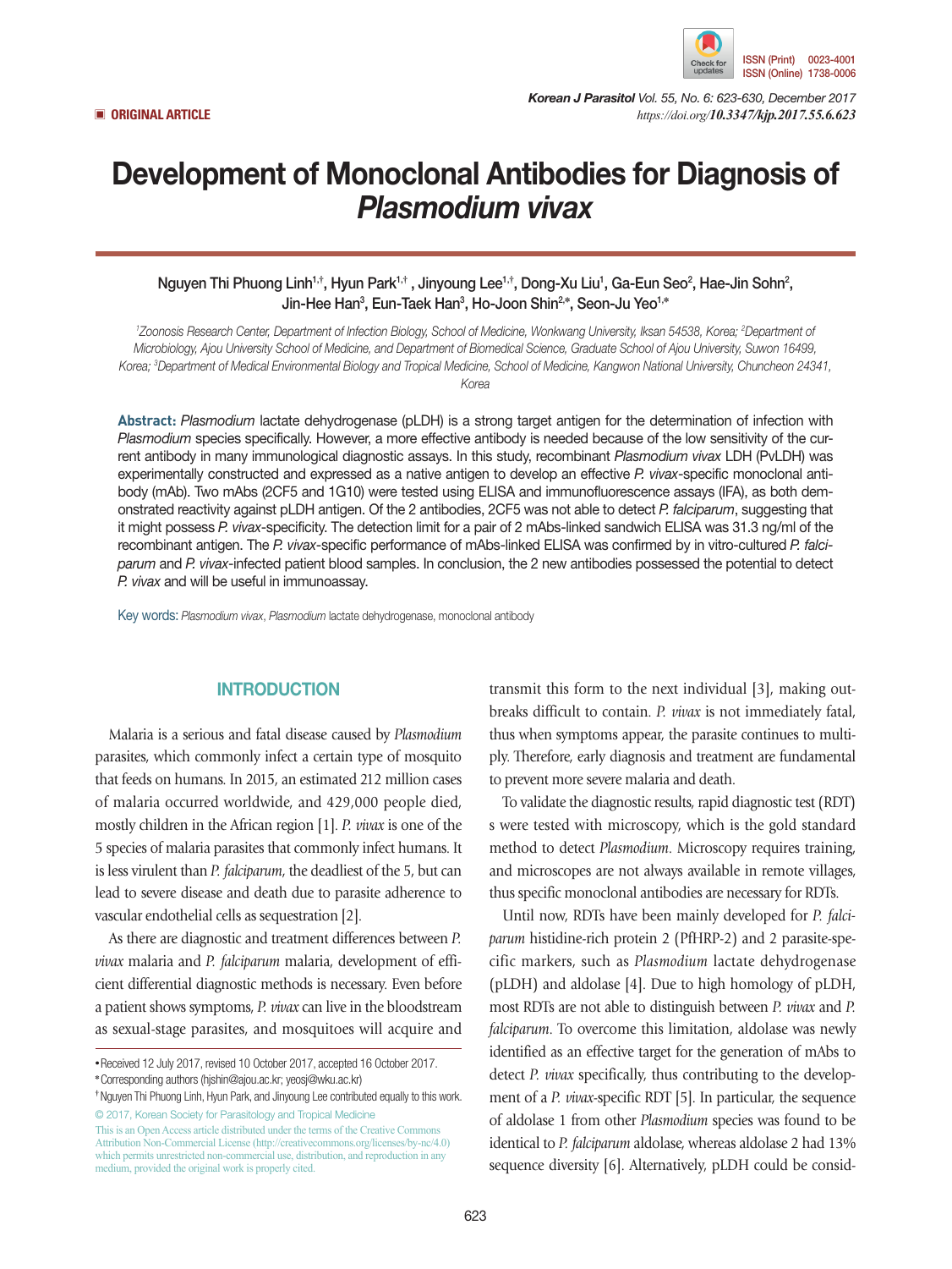▣ ORIGINAL ARTICLE

# Development of Monoclonal Antibodies for Diagnosis of *Plasmodium vivax*

Nguyen Thi Phuong Linh[1,†], Hyun Park[1,†], Jinyoung Lee[1,†], Dong-Xu Liu[1], Ga-Eun Seo[2], Hae-Jin Sohn[2], Jin-Hee Han[3], Eun-Taek Han[3], Ho-Joon Shin[2,*], Seon-Ju Yeo[1,*]

*[1]Zoonosis Research Center, Department of Infection Biology, School of Medicine, Wonkwang University, Iksan 54538, Korea; [2]Department of Microbiology, Ajou University School of Medicine, and Department of Biomedical Science, Graduate School of Ajou University, Suwon 16499, Korea; [3]Department of Medical Environmental Biology and Tropical Medicine, School of Medicine, Kangwon National University, Chuncheon 24341, Korea*

**Abstract:** *Plasmodium* lactate dehydrogenase (pLDH) is a strong target antigen for the determination of infection with *Plasmodium* species specifically. However, a more effective antibody is needed because of the low sensitivity of the current antibody in many immunological diagnostic assays. In this study, recombinant *Plasmodium vivax* LDH (PvLDH) was experimentally constructed and expressed as a native antigen to develop an effective *P. vivax*-specific monoclonal antibody (mAb). Two mAbs (2CF5 and 1G10) were tested using ELISA and immunofluorescence assays (IFA), as both demonstrated reactivity against pLDH antigen. Of the 2 antibodies, 2CF5 was not able to detect *P. falciparum*, suggesting that it might possess *P. vivax*-specificity. The detection limit for a pair of 2 mAbs-linked sandwich ELISA was 31.3 ng/ml of the recombinant antigen. The *P. vivax*-specific performance of mAbs-linked ELISA was confirmed by in vitro-cultured *P. falciparum* and *P. vivax*-infected patient blood samples. In conclusion, the 2 new antibodies possessed the potential to detect *P. vivax* and will be useful in immunoassay.

Key words: *Plasmodium vivax*, *Plasmodium* lactate dehydrogenase, monoclonal antibody

## INTRODUCTION

Malaria is a serious and fatal disease caused by *Plasmodium* parasites, which commonly infect a certain type of mosquito that feeds on humans. In 2015, an estimated 212 million cases of malaria occurred worldwide, and 429,000 people died, mostly children in the African region [1]. *P. vivax* is one of the 5 species of malaria parasites that commonly infect humans. It is less virulent than *P. falciparum*, the deadliest of the 5, but can lead to severe disease and death due to parasite adherence to vascular endothelial cells as sequestration [2].

As there are diagnostic and treatment differences between *P. vivax* malaria and *P. falciparum* malaria, development of efficient differential diagnostic methods is necessary. Even before a patient shows symptoms, *P. vivax* can live in the bloodstream as sexual-stage parasites, and mosquitoes will acquire and transmit this form to the next individual [3], making outbreaks difficult to contain. *P. vivax* is not immediately fatal, thus when symptoms appear, the parasite continues to multiply. Therefore, early diagnosis and treatment are fundamental to prevent more severe malaria and death.

To validate the diagnostic results, rapid diagnostic test (RDT) s were tested with microscopy, which is the gold standard method to detect *Plasmodium*. Microscopy requires training, and microscopes are not always available in remote villages, thus specific monoclonal antibodies are necessary for RDTs.

Until now, RDTs have been mainly developed for *P. falciparum* histidine-rich protein 2 (PfHRP-2) and 2 parasite-specific markers, such as *Plasmodium* lactate dehydrogenase (pLDH) and aldolase [4]. Due to high homology of pLDH, most RDTs are not able to distinguish between *P. vivax* and *P. falciparum*. To overcome this limitation, aldolase was newly identified as an effective target for the generation of mAbs to detect *P. vivax* specifically, thus contributing to the development of a *P. vivax*-specific RDT [5]. In particular, the sequence of aldolase 1 from other *Plasmodium* species was found to be identical to *P. falciparum* aldolase, whereas aldolase 2 had 13% sequence diversity [6]. Alternatively, pLDH could be consid-

• Received 12 July 2017, revised 10 October 2017, accepted 16 October 2017.
* Corresponding authors (hjshin@ajou.ac.kr; yeosj@wku.ac.kr)
† Nguyen Thi Phuong Linh, Hyun Park, and Jinyoung Lee contributed equally to this work.

© 2017, Korean Society for Parasitology and Tropical Medicine
This is an Open Access article distributed under the terms of the Creative Commons Attribution Non-Commercial License (http://creativecommons.org/licenses/by-nc/4.0) which permits unrestricted non-commercial use, distribution, and reproduction in any medium, provided the original work is properly cited.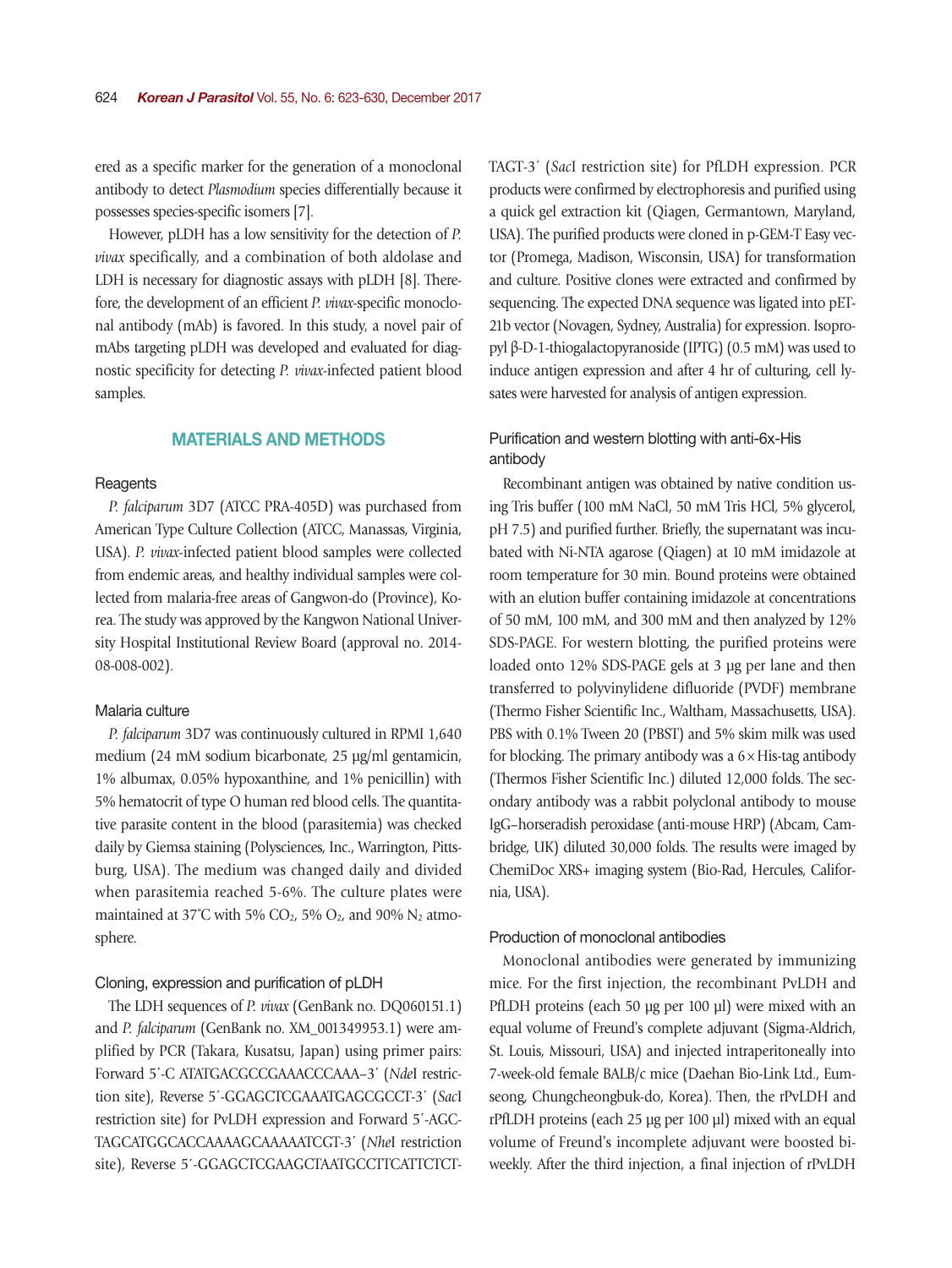ered as a specific marker for the generation of a monoclonal antibody to detect *Plasmodium* species differentially because it possesses species-specific isomers [7].

However, pLDH has a low sensitivity for the detection of *P. vivax* specifically, and a combination of both aldolase and LDH is necessary for diagnostic assays with pLDH [8]. Therefore, the development of an efficient *P. vivax*-specific monoclonal antibody (mAb) is favored. In this study, a novel pair of mAbs targeting pLDH was developed and evaluated for diagnostic specificity for detecting *P. vivax*-infected patient blood samples.

## MATERIALS AND METHODS

### Reagents

*P. falciparum* 3D7 (ATCC PRA-405D) was purchased from American Type Culture Collection (ATCC, Manassas, Virginia, USA). *P. vivax*-infected patient blood samples were collected from endemic areas, and healthy individual samples were collected from malaria-free areas of Gangwon-do (Province), Korea. The study was approved by the Kangwon National University Hospital Institutional Review Board (approval no. 2014-08-008-002).

### Malaria culture

*P. falciparum* 3D7 was continuously cultured in RPMI 1,640 medium (24 mM sodium bicarbonate, 25 μg/ml gentamicin, 1% albumax, 0.05% hypoxanthine, and 1% penicillin) with 5% hematocrit of type O human red blood cells. The quantitative parasite content in the blood (parasitemia) was checked daily by Giemsa staining (Polysciences, Inc., Warrington, Pittsburg, USA). The medium was changed daily and divided when parasitemia reached 5-6%. The culture plates were maintained at 37˚C with 5% $CO_2$, 5% $O_2$, and 90% $N_2$ atmosphere.

### Cloning, expression and purification of pLDH

The LDH sequences of *P. vivax* (GenBank no. DQ060151.1) and *P. falciparum* (GenBank no. XM_001349953.1) were amplified by PCR (Takara, Kusatsu, Japan) using primer pairs: Forward 5′-C ATATGACGCCGAAACCCAAA–3′ (*Nde*I restriction site), Reverse 5′-GGAGCTCGAAATGAGCGCCT-3′ (*Sac*I restriction site) for PvLDH expression and Forward 5′-AGCTAGCATGGCACCAAAAGCAAAAATCGT-3′ (*Nhe*I restriction site), Reverse 5′-GGAGCTCGAAGCTAATGCCTTCATTCTCTTAGT-3′ (*Sac*I restriction site) for PfLDH expression. PCR products were confirmed by electrophoresis and purified using a quick gel extraction kit (Qiagen, Germantown, Maryland, USA). The purified products were cloned in p-GEM-T Easy vector (Promega, Madison, Wisconsin, USA) for transformation and culture. Positive clones were extracted and confirmed by sequencing. The expected DNA sequence was ligated into pET-21b vector (Novagen, Sydney, Australia) for expression. Isopropyl β-D-1-thiogalactopyranoside (IPTG) (0.5 mM) was used to induce antigen expression and after 4 hr of culturing, cell lysates were harvested for analysis of antigen expression.

### Purification and western blotting with anti-6x-His antibody

Recombinant antigen was obtained by native condition using Tris buffer (100 mM NaCl, 50 mM Tris HCl, 5% glycerol, pH 7.5) and purified further. Briefly, the supernatant was incubated with Ni-NTA agarose (Qiagen) at 10 mM imidazole at room temperature for 30 min. Bound proteins were obtained with an elution buffer containing imidazole at concentrations of 50 mM, 100 mM, and 300 mM and then analyzed by 12% SDS-PAGE. For western blotting, the purified proteins were loaded onto 12% SDS-PAGE gels at 3 μg per lane and then transferred to polyvinylidene difluoride (PVDF) membrane (Thermo Fisher Scientific Inc., Waltham, Massachusetts, USA). PBS with 0.1% Tween 20 (PBST) and 5% skim milk was used for blocking. The primary antibody was a 6×His-tag antibody (Thermos Fisher Scientific Inc.) diluted 12,000 folds. The secondary antibody was a rabbit polyclonal antibody to mouse IgG–horseradish peroxidase (anti-mouse HRP) (Abcam, Cambridge, UK) diluted 30,000 folds. The results were imaged by ChemiDoc XRS+ imaging system (Bio-Rad, Hercules, California, USA).

### Production of monoclonal antibodies

Monoclonal antibodies were generated by immunizing mice. For the first injection, the recombinant PvLDH and PfLDH proteins (each 50 μg per 100 μl) were mixed with an equal volume of Freund's complete adjuvant (Sigma-Aldrich, St. Louis, Missouri, USA) and injected intraperitoneally into 7-week-old female BALB/c mice (Daehan Bio-Link Ltd., Eumseong, Chungcheongbuk-do, Korea). Then, the rPvLDH and rPfLDH proteins (each 25 μg per 100 μl) mixed with an equal volume of Freund's incomplete adjuvant were boosted biweekly. After the third injection, a final injection of rPvLDH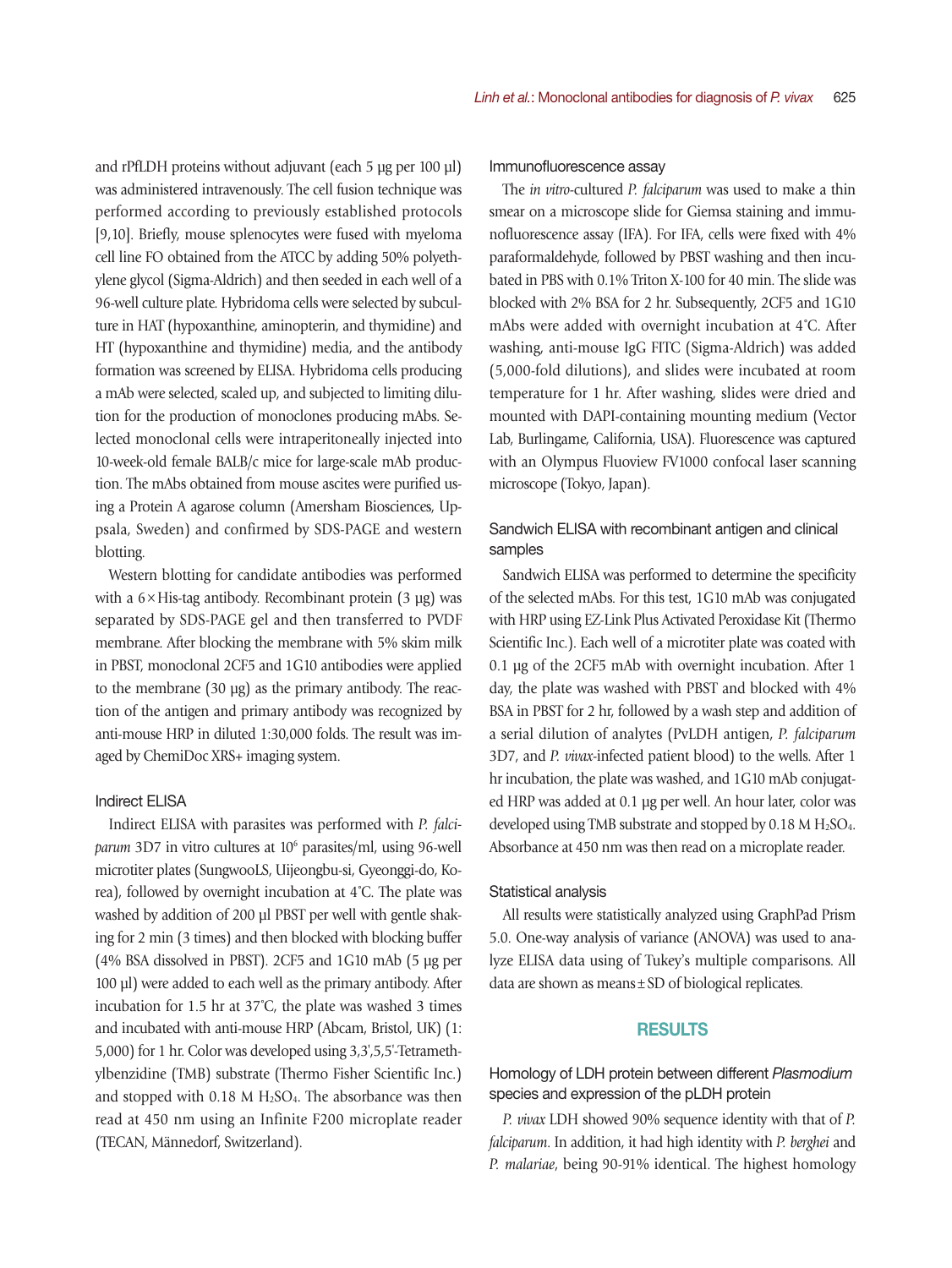and rPfLDH proteins without adjuvant (each 5 µg per 100 µl) was administered intravenously. The cell fusion technique was performed according to previously established protocols [9,10]. Briefly, mouse splenocytes were fused with myeloma cell line FO obtained from the ATCC by adding 50% polyethylene glycol (Sigma-Aldrich) and then seeded in each well of a 96-well culture plate. Hybridoma cells were selected by subculture in HAT (hypoxanthine, aminopterin, and thymidine) and HT (hypoxanthine and thymidine) media, and the antibody formation was screened by ELISA. Hybridoma cells producing a mAb were selected, scaled up, and subjected to limiting dilution for the production of monoclones producing mAbs. Selected monoclonal cells were intraperitoneally injected into 10-week-old female BALB/c mice for large-scale mAb production. The mAbs obtained from mouse ascites were purified using a Protein A agarose column (Amersham Biosciences, Uppsala, Sweden) and confirmed by SDS-PAGE and western blotting.

Western blotting for candidate antibodies was performed with a 6×His-tag antibody. Recombinant protein (3 µg) was separated by SDS-PAGE gel and then transferred to PVDF membrane. After blocking the membrane with 5% skim milk in PBST, monoclonal 2CF5 and 1G10 antibodies were applied to the membrane (30 µg) as the primary antibody. The reaction of the antigen and primary antibody was recognized by anti-mouse HRP in diluted 1:30,000 folds. The result was imaged by ChemiDoc XRS+ imaging system.

### Indirect ELISA

Indirect ELISA with parasites was performed with *P. falciparum* 3D7 in vitro cultures at $10^6$ parasites/ml, using 96-well microtiter plates (SungwooLS, Uijeongbu-si, Gyeonggi-do, Korea), followed by overnight incubation at 4˚C. The plate was washed by addition of 200 µl PBST per well with gentle shaking for 2 min (3 times) and then blocked with blocking buffer (4% BSA dissolved in PBST). 2CF5 and 1G10 mAb (5 µg per 100 µl) were added to each well as the primary antibody. After incubation for 1.5 hr at 37˚C, the plate was washed 3 times and incubated with anti-mouse HRP (Abcam, Bristol, UK) (1: 5,000) for 1 hr. Color was developed using 3,3',5,5'-Tetramethylbenzidine (TMB) substrate (Thermo Fisher Scientific Inc.) and stopped with 0.18 M $H_2SO_4$. The absorbance was then read at 450 nm using an Infinite F200 microplate reader (TECAN, Männedorf, Switzerland).

### Immunofluorescence assay

The *in vitro*-cultured *P. falciparum* was used to make a thin smear on a microscope slide for Giemsa staining and immunofluorescence assay (IFA). For IFA, cells were fixed with 4% paraformaldehyde, followed by PBST washing and then incubated in PBS with 0.1% Triton X-100 for 40 min. The slide was blocked with 2% BSA for 2 hr. Subsequently, 2CF5 and 1G10 mAbs were added with overnight incubation at 4˚C. After washing, anti-mouse IgG FITC (Sigma-Aldrich) was added (5,000-fold dilutions), and slides were incubated at room temperature for 1 hr. After washing, slides were dried and mounted with DAPI-containing mounting medium (Vector Lab, Burlingame, California, USA). Fluorescence was captured with an Olympus Fluoview FV1000 confocal laser scanning microscope (Tokyo, Japan).

### Sandwich ELISA with recombinant antigen and clinical samples

Sandwich ELISA was performed to determine the specificity of the selected mAbs. For this test, 1G10 mAb was conjugated with HRP using EZ-Link Plus Activated Peroxidase Kit (Thermo Scientific Inc.). Each well of a microtiter plate was coated with 0.1 µg of the 2CF5 mAb with overnight incubation. After 1 day, the plate was washed with PBST and blocked with 4% BSA in PBST for 2 hr, followed by a wash step and addition of a serial dilution of analytes (PvLDH antigen, *P. falciparum* 3D7, and *P. vivax*-infected patient blood) to the wells. After 1 hr incubation, the plate was washed, and 1G10 mAb conjugated HRP was added at 0.1 µg per well. An hour later, color was developed using TMB substrate and stopped by 0.18 M $H_2SO_4$. Absorbance at 450 nm was then read on a microplate reader.

### Statistical analysis

All results were statistically analyzed using GraphPad Prism 5.0. One-way analysis of variance (ANOVA) was used to analyze ELISA data using of Tukey's multiple comparisons. All data are shown as means ± SD of biological replicates.

## RESULTS

### Homology of LDH protein between different *Plasmodium* species and expression of the pLDH protein

*P. vivax* LDH showed 90% sequence identity with that of *P. falciparum*. In addition, it had high identity with *P. berghei* and *P. malariae*, being 90-91% identical. The highest homology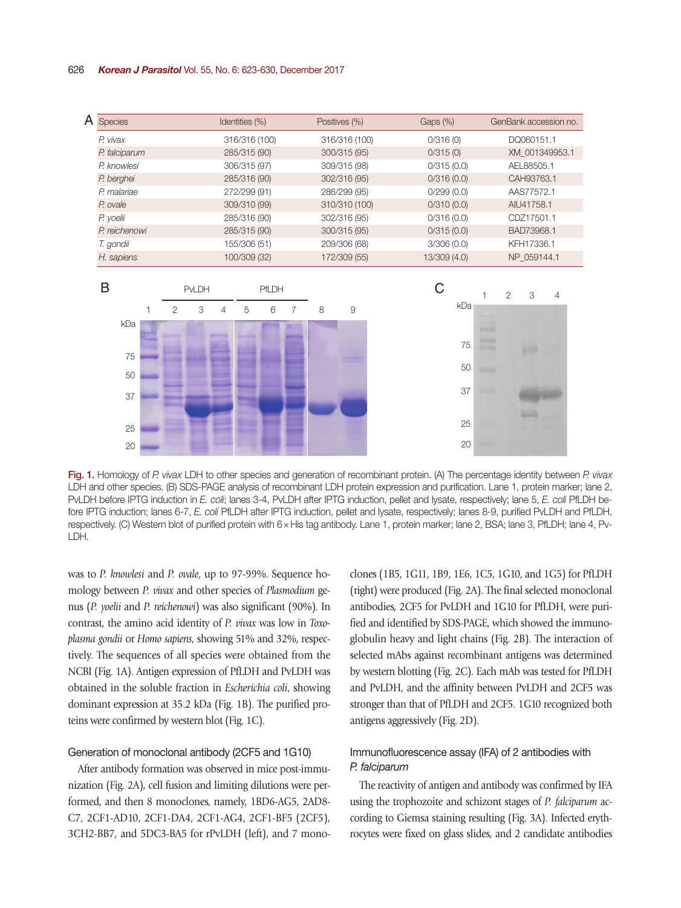| Species | Identities (%) | Positives (%) | Gaps (%) | GenBank accession no. |
|---|---|---|---|---|
| *P. vivax* | 316/316 (100) | 316/316 (100) | 0/316 (0) | DQ060151.1 |
| *P. falciparum* | 285/315 (90) | 300/315 (95) | 0/315 (0) | XM_001349953.1 |
| *P. knowlesi* | 306/315 (97) | 309/315 (98) | 0/315 (0.0) | AEL88505.1 |
| *P. berghei* | 285/316 (90) | 302/316 (95) | 0/316 (0.0) | CAH93763.1 |
| *P. malariae* | 272/299 (91) | 286/299 (95) | 0/299 (0.0) | AAS77572.1 |
| *P. ovale* | 309/310 (99) | 310/310 (100) | 0/310 (0.0) | AIU41758.1 |
| *P. yoelii* | 285/316 (90) | 302/316 (95) | 0/316 (0.0) | CDZ17501.1 |
| *P. reichenowi* | 285/315 (90) | 300/315 (95) | 0/315 (0.0) | BAD73968.1 |
| *T. gondii* | 155/306 (51) | 209/306 (68) | 3/306 (0.0) | KFH17336.1 |
| *H. sapiens* | 100/309 (32) | 172/309 (55) | 13/309 (4.0) | NP_059144.1 |

Fig. 1. Homology of *P. vivax* LDH to other species and generation of recombinant protein. (A) The percentage identity between *P. vivax* LDH and other species. (B) SDS-PAGE analysis of recombinant LDH protein expression and purification. Lane 1, protein marker; lane 2, PvLDH before IPTG induction in *E. coli*; lanes 3-4, PvLDH after IPTG induction, pellet and lysate, respectively; lane 5, *E. coli* PfLDH before IPTG induction; lanes 6-7, *E. coli* PfLDH after IPTG induction, pellet and lysate, respectively; lanes 8-9, purified PvLDH and PfLDH, respectively. (C) Western blot of purified protein with 6×His tag antibody. Lane 1, protein marker; lane 2, BSA; lane 3, PfLDH; lane 4, PvLDH.

was to *P. knowlesi* and *P. ovale*, up to 97-99%. Sequence homology between *P. vivax* and other species of *Plasmodium* genus (*P. yoelii* and *P. reichenowi*) was also significant (90%). In contrast, the amino acid identity of *P. vivax* was low in *Toxoplasma gondii* or *Homo sapiens*, showing 51% and 32%, respectively. The sequences of all species were obtained from the NCBI (Fig. 1A). Antigen expression of PfLDH and PvLDH was obtained in the soluble fraction in *Escherichia coli*, showing dominant expression at 35.2 kDa (Fig. 1B). The purified proteins were confirmed by western blot (Fig. 1C).

### Generation of monoclonal antibody (2CF5 and 1G10)

After antibody formation was observed in mice post-immunization (Fig. 2A), cell fusion and limiting dilutions were performed, and then 8 monoclones, namely, 1BD6-AG5, 2AD8-C7, 2CF1-AD10, 2CF1-DA4, 2CF1-AG4, 2CF1-BF5 (2CF5), 3CH2-BB7, and 5DC3-BA5 for rPvLDH (left), and 7 monoclones (1B5, 1G11, 1B9, 1E6, 1C5, 1G10, and 1G5) for PfLDH (right) were produced (Fig. 2A). The final selected monoclonal antibodies, 2CF5 for PvLDH and 1G10 for PfLDH, were purified and identified by SDS-PAGE, which showed the immunoglobulin heavy and light chains (Fig. 2B). The interaction of selected mAbs against recombinant antigens was determined by western blotting (Fig. 2C). Each mAb was tested for PfLDH and PvLDH, and the affinity between PvLDH and 2CF5 was stronger than that of PfLDH and 2CF5. 1G10 recognized both antigens aggressively (Fig. 2D).

### Immunofluorescence assay (IFA) of 2 antibodies with *P. falciparum*

The reactivity of antigen and antibody was confirmed by IFA using the trophozoite and schizont stages of *P. falciparum* according to Giemsa staining resulting (Fig. 3A). Infected erythrocytes were fixed on glass slides, and 2 candidate antibodies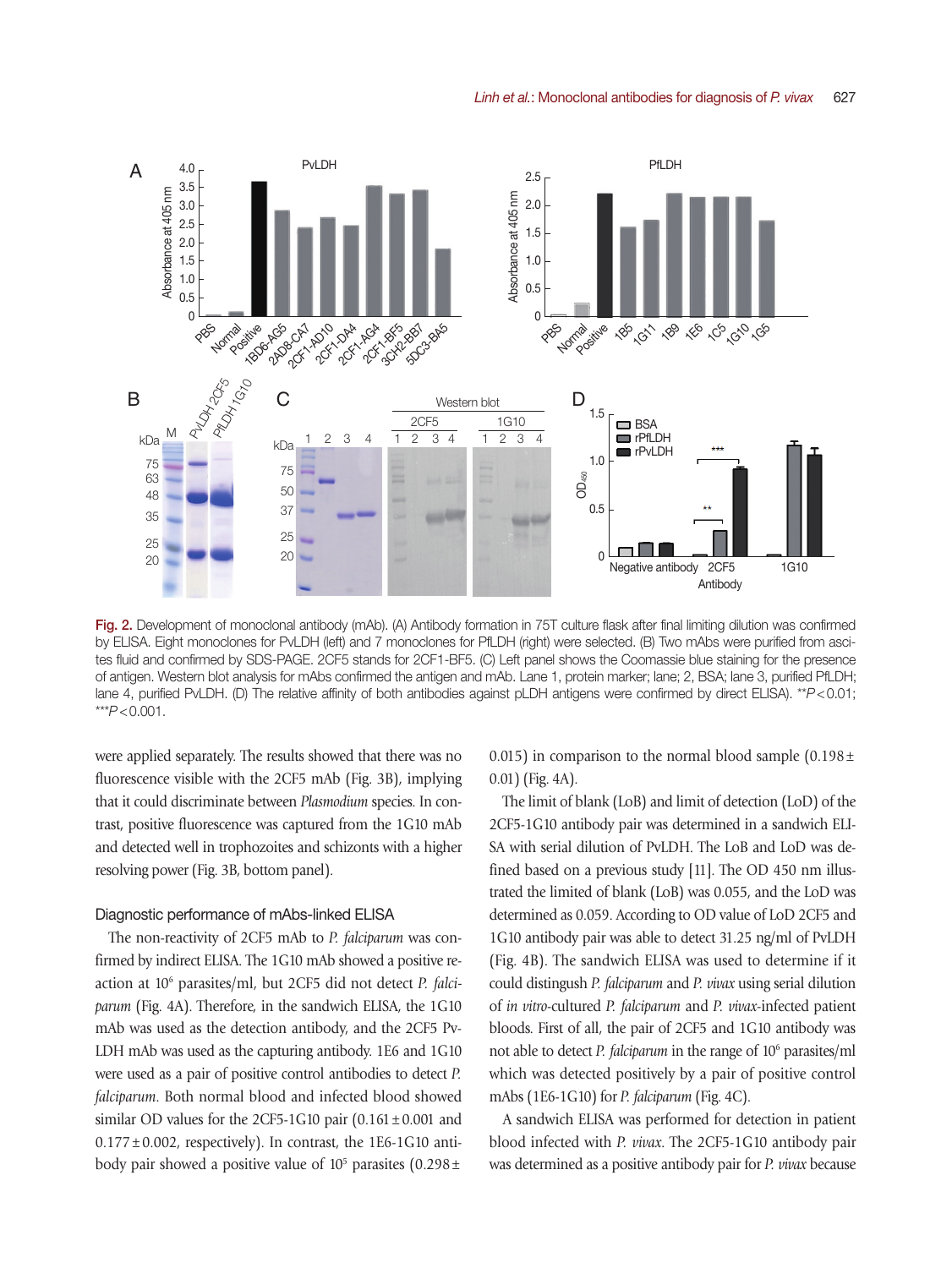Fig. 2. Development of monoclonal antibody (mAb). (A) Antibody formation in 75T culture flask after final limiting dilution was confirmed by ELISA. Eight monoclones for PvLDH (left) and 7 monoclones for PfLDH (right) were selected. (B) Two mAbs were purified from ascites fluid and confirmed by SDS-PAGE. 2CF5 stands for 2CF1-BF5. (C) Left panel shows the Coomassie blue staining for the presence of antigen. Western blot analysis for mAbs confirmed the antigen and mAb. Lane 1, protein marker; lane; 2, BSA; lane 3, purified PfLDH; lane 4, purified PvLDH. (D) The relative affinity of both antibodies against pLDH antigens were confirmed by direct ELISA. \*\**P*<0.01; \*\*\**P*<0.001.

were applied separately. The results showed that there was no fluorescence visible with the 2CF5 mAb (Fig. 3B), implying that it could discriminate between *Plasmodium* species. In contrast, positive fluorescence was captured from the 1G10 mAb and detected well in trophozoites and schizonts with a higher resolving power (Fig. 3B, bottom panel).

### Diagnostic performance of mAbs-linked ELISA

The non-reactivity of 2CF5 mAb to *P. falciparum* was confirmed by indirect ELISA. The 1G10 mAb showed a positive reaction at $10^6$ parasites/ml, but 2CF5 did not detect *P. falciparum* (Fig. 4A). Therefore, in the sandwich ELISA, the 1G10 mAb was used as the detection antibody, and the 2CF5 PvLDH mAb was used as the capturing antibody. 1E6 and 1G10 were used as a pair of positive control antibodies to detect *P. falciparum*. Both normal blood and infected blood showed similar OD values for the 2CF5-1G10 pair (0.161±0.001 and 0.177±0.002, respectively). In contrast, the 1E6-1G10 antibody pair showed a positive value of $10^5$ parasites (0.298±0.015) in comparison to the normal blood sample (0.198±0.01) (Fig. 4A).

The limit of blank (LoB) and limit of detection (LoD) of the 2CF5-1G10 antibody pair was determined in a sandwich ELISA with serial dilution of PvLDH. The LoB and LoD was defined based on a previous study [11]. The OD 450 nm illustrated the limited of blank (LoB) was 0.055, and the LoD was determined as 0.059. According to OD value of LoD 2CF5 and 1G10 antibody pair was able to detect 31.25 ng/ml of PvLDH (Fig. 4B). The sandwich ELISA was used to determine if it could distinguish *P. falciparum* and *P. vivax* using serial dilution of *in vitro*-cultured *P. falciparum* and *P. vivax*-infected patient bloods. First of all, the pair of 2CF5 and 1G10 antibody was not able to detect *P. falciparum* in the range of $10^6$ parasites/ml which was detected positively by a pair of positive control mAbs (1E6-1G10) for *P. falciparum* (Fig. 4C).

A sandwich ELISA was performed for detection in patient blood infected with *P. vivax*. The 2CF5-1G10 antibody pair was determined as a positive antibody pair for *P. vivax* because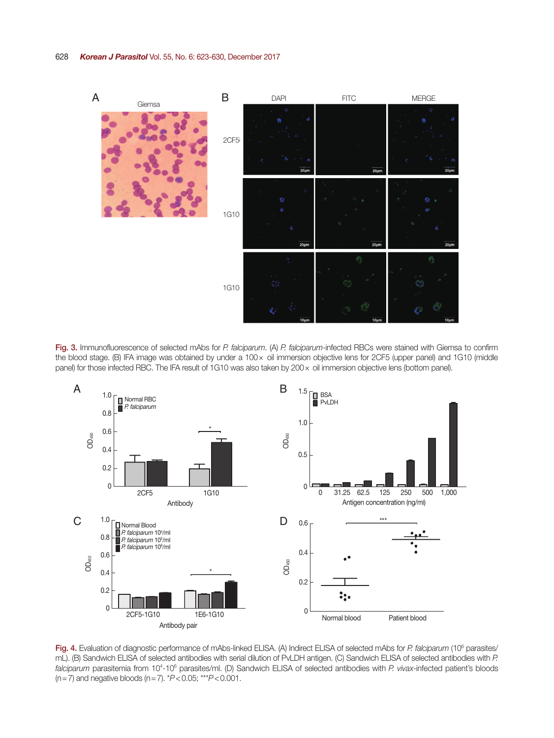**Fig. 3.** Immunofluorescence of selected mAbs for *P. falciparum*. (A) *P. falciparum*-infected RBCs were stained with Giemsa to confirm the blood stage. (B) IFA image was obtained by under a 100× oil immersion objective lens for 2CF5 (upper panel) and 1G10 (middle panel) for those infected RBC. The IFA result of 1G10 was also taken by 200× oil immersion objective lens (bottom panel).

**Fig. 4.** Evaluation of diagnostic performance of mAbs-linked ELISA. (A) Indirect ELISA of selected mAbs for *P. falciparum* ($10^6$ parasites/mL). (B) Sandwich ELISA of selected antibodies with serial dilution of PvLDH antigen. (C) Sandwich ELISA of selected antibodies with *P. falciparum* parasitemia from $10^4$-$10^6$ parasites/ml. (D) Sandwich ELISA of selected antibodies with *P. vivax*-infected patient's bloods (n=7) and negative bloods (n=7). *$P<0.05$; ***$P<0.001$.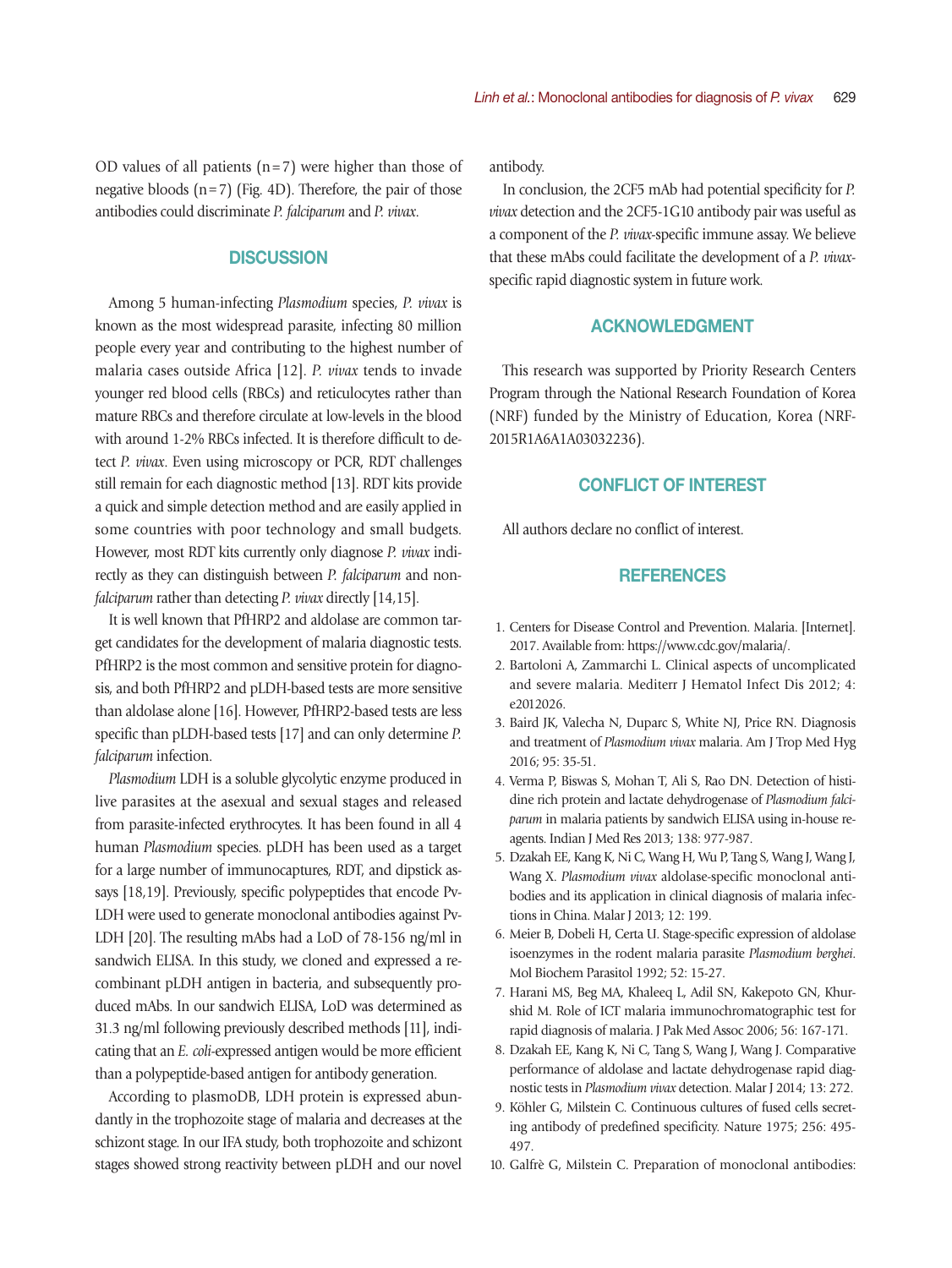OD values of all patients (n=7) were higher than those of negative bloods (n=7) (Fig. 4D). Therefore, the pair of those antibodies could discriminate *P. falciparum* and *P. vivax*.

## DISCUSSION

Among 5 human-infecting *Plasmodium* species, *P. vivax* is known as the most widespread parasite, infecting 80 million people every year and contributing to the highest number of malaria cases outside Africa [12]. *P. vivax* tends to invade younger red blood cells (RBCs) and reticulocytes rather than mature RBCs and therefore circulate at low-levels in the blood with around 1-2% RBCs infected. It is therefore difficult to detect *P. vivax*. Even using microscopy or PCR, RDT challenges still remain for each diagnostic method [13]. RDT kits provide a quick and simple detection method and are easily applied in some countries with poor technology and small budgets. However, most RDT kits currently only diagnose *P. vivax* indirectly as they can distinguish between *P. falciparum* and non-*falciparum* rather than detecting *P. vivax* directly [14,15].

It is well known that PfHRP2 and aldolase are common target candidates for the development of malaria diagnostic tests. PfHRP2 is the most common and sensitive protein for diagnosis, and both PfHRP2 and pLDH-based tests are more sensitive than aldolase alone [16]. However, PfHRP2-based tests are less specific than pLDH-based tests [17] and can only determine *P. falciparum* infection.

*Plasmodium* LDH is a soluble glycolytic enzyme produced in live parasites at the asexual and sexual stages and released from parasite-infected erythrocytes. It has been found in all 4 human *Plasmodium* species. pLDH has been used as a target for a large number of immunocaptures, RDT, and dipstick assays [18,19]. Previously, specific polypeptides that encode Pv-LDH were used to generate monoclonal antibodies against Pv-LDH [20]. The resulting mAbs had a LoD of 78-156 ng/ml in sandwich ELISA. In this study, we cloned and expressed a recombinant pLDH antigen in bacteria, and subsequently produced mAbs. In our sandwich ELISA, LoD was determined as 31.3 ng/ml following previously described methods [11], indicating that an *E. coli*-expressed antigen would be more efficient than a polypeptide-based antigen for antibody generation.

According to plasmoDB, LDH protein is expressed abundantly in the trophozoite stage of malaria and decreases at the schizont stage. In our IFA study, both trophozoite and schizont stages showed strong reactivity between pLDH and our novel antibody.

In conclusion, the 2CF5 mAb had potential specificity for *P. vivax* detection and the 2CF5-1G10 antibody pair was useful as a component of the *P. vivax*-specific immune assay. We believe that these mAbs could facilitate the development of a *P. vivax*-specific rapid diagnostic system in future work.

## ACKNOWLEDGMENT

This research was supported by Priority Research Centers Program through the National Research Foundation of Korea (NRF) funded by the Ministry of Education, Korea (NRF-2015R1A6A1A03032236).

## CONFLICT OF INTEREST

All authors declare no conflict of interest.

## REFERENCES

1. Centers for Disease Control and Prevention. Malaria. [Internet]. 2017. Available from: https://www.cdc.gov/malaria/.
2. Bartoloni A, Zammarchi L. Clinical aspects of uncomplicated and severe malaria. Mediterr J Hematol Infect Dis 2012; 4: e2012026.
3. Baird JK, Valecha N, Duparc S, White NJ, Price RN. Diagnosis and treatment of *Plasmodium vivax* malaria. Am J Trop Med Hyg 2016; 95: 35-51.
4. Verma P, Biswas S, Mohan T, Ali S, Rao DN. Detection of histidine rich protein and lactate dehydrogenase of *Plasmodium falciparum* in malaria patients by sandwich ELISA using in-house reagents. Indian J Med Res 2013; 138: 977-987.
5. Dzakah EE, Kang K, Ni C, Wang H, Wu P, Tang S, Wang J, Wang J, Wang X. *Plasmodium vivax* aldolase-specific monoclonal antibodies and its application in clinical diagnosis of malaria infections in China. Malar J 2013; 12: 199.
6. Meier B, Dobeli H, Certa U. Stage-specific expression of aldolase isoenzymes in the rodent malaria parasite *Plasmodium berghei*. Mol Biochem Parasitol 1992; 52: 15-27.
7. Harani MS, Beg MA, Khaleeq L, Adil SN, Kakepoto GN, Khurshid M. Role of ICT malaria immunochromatographic test for rapid diagnosis of malaria. J Pak Med Assoc 2006; 56: 167-171.
8. Dzakah EE, Kang K, Ni C, Tang S, Wang J, Wang J. Comparative performance of aldolase and lactate dehydrogenase rapid diagnostic tests in *Plasmodium vivax* detection. Malar J 2014; 13: 272.
9. Köhler G, Milstein C. Continuous cultures of fused cells secreting antibody of predefined specificity. Nature 1975; 256: 495-497.
10. Galfrè G, Milstein C. Preparation of monoclonal antibodies: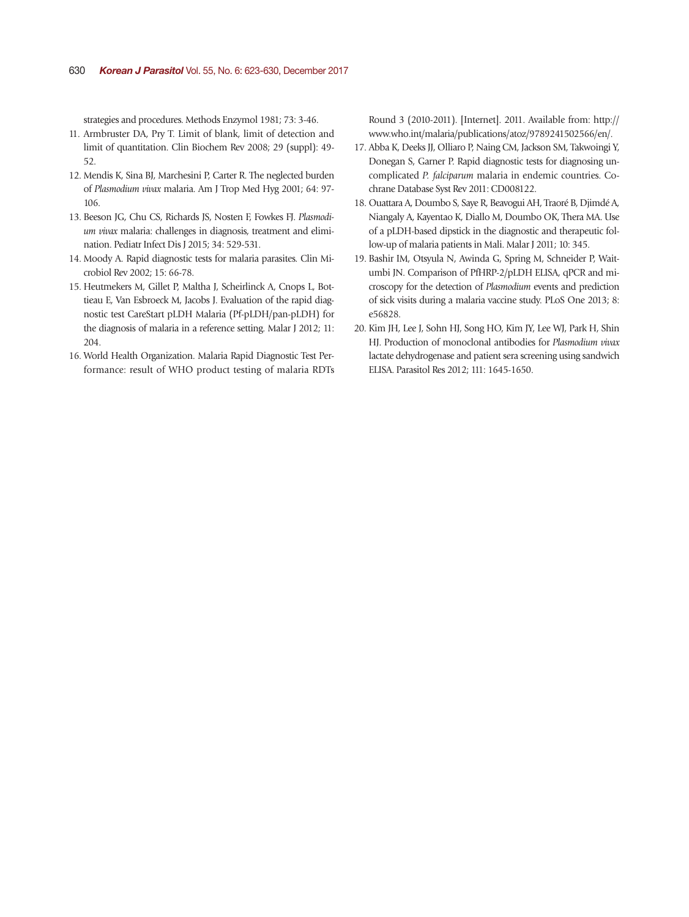strategies and procedures. Methods Enzymol 1981; 73: 3-46.

11. Armbruster DA, Pry T. Limit of blank, limit of detection and limit of quantitation. Clin Biochem Rev 2008; 29 (suppl): 49-52.
12. Mendis K, Sina BJ, Marchesini P, Carter R. The neglected burden of *Plasmodium vivax* malaria. Am J Trop Med Hyg 2001; 64: 97-106.
13. Beeson JG, Chu CS, Richards JS, Nosten F, Fowkes FJ. *Plasmodium vivax* malaria: challenges in diagnosis, treatment and elimination. Pediatr Infect Dis J 2015; 34: 529-531.
14. Moody A. Rapid diagnostic tests for malaria parasites. Clin Microbiol Rev 2002; 15: 66-78.
15. Heutmekers M, Gillet P, Maltha J, Scheirlinck A, Cnops L, Bottieau E, Van Esbroeck M, Jacobs J. Evaluation of the rapid diagnostic test CareStart pLDH Malaria (Pf-pLDH/pan-pLDH) for the diagnosis of malaria in a reference setting. Malar J 2012; 11: 204.
16. World Health Organization. Malaria Rapid Diagnostic Test Performance: result of WHO product testing of malaria RDTs Round 3 (2010-2011). [Internet]. 2011. Available from: http://www.who.int/malaria/publications/atoz/9789241502566/en/.
17. Abba K, Deeks JJ, Olliaro P, Naing CM, Jackson SM, Takwoingi Y, Donegan S, Garner P. Rapid diagnostic tests for diagnosing uncomplicated *P. falciparum* malaria in endemic countries. Cochrane Database Syst Rev 2011: CD008122.
18. Ouattara A, Doumbo S, Saye R, Beavogui AH, Traoré B, Djimdé A, Niangaly A, Kayentao K, Diallo M, Doumbo OK, Thera MA. Use of a pLDH-based dipstick in the diagnostic and therapeutic follow-up of malaria patients in Mali. Malar J 2011; 10: 345.
19. Bashir IM, Otsyula N, Awinda G, Spring M, Schneider P, Waitumbi JN. Comparison of PfHRP-2/pLDH ELISA, qPCR and microscopy for the detection of *Plasmodium* events and prediction of sick visits during a malaria vaccine study. PLoS One 2013; 8: e56828.
20. Kim JH, Lee J, Sohn HJ, Song HO, Kim JY, Lee WJ, Park H, Shin HJ. Production of monoclonal antibodies for *Plasmodium vivax* lactate dehydrogenase and patient sera screening using sandwich ELISA. Parasitol Res 2012; 111: 1645-1650.